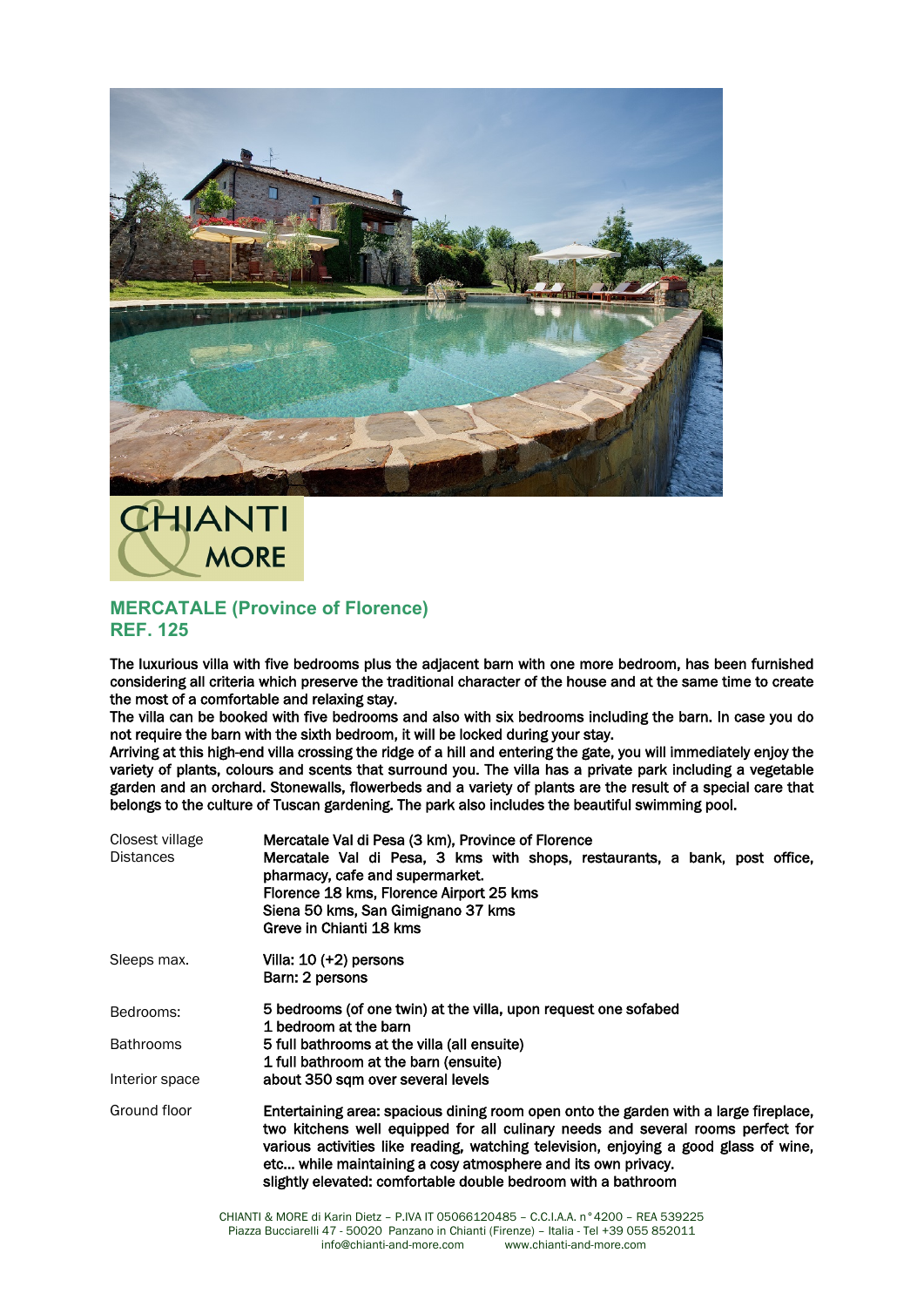## MERCATALE (Province of Florence)
## REF. 125

The luxurious villa with five bedrooms plus the adjacent barn with one more bedroom, has been furnished considering all criteria which preserve the traditional character of the house and at the same time to create the most of a comfortable and relaxing stay.
The villa can be booked with five bedrooms and also with six bedrooms including the barn. In case you do not require the barn with the sixth bedroom, it will be locked during your stay.
Arriving at this high-end villa crossing the ridge of a hill and entering the gate, you will immediately enjoy the variety of plants, colours and scents that surround you. The villa has a private park including a vegetable garden and an orchard. Stonewalls, flowerbeds and a variety of plants are the result of a special care that belongs to the culture of Tuscan gardening. The park also includes the beautiful swimming pool.

| | |
|---|---|
| Closest village | Mercatale Val di Pesa (3 km), Province of Florence |
| Distances | Mercatale Val di Pesa, 3 kms with shops, restaurants, a bank, post office, pharmacy, cafe and supermarket.<br>Florence 18 kms, Florence Airport 25 kms<br>Siena 50 kms, San Gimignano 37 kms<br>Greve in Chianti 18 kms |
| Sleeps max. | Villa: 10 (+2) persons<br>Barn: 2 persons |
| Bedrooms: | 5 bedrooms (of one twin) at the villa, upon request one sofabed<br>1 bedroom at the barn |
| Bathrooms | 5 full bathrooms at the villa (all ensuite)<br>1 full bathroom at the barn (ensuite) |
| Interior space | about 350 sqm over several levels |
| Ground floor | Entertaining area: spacious dining room open onto the garden with a large fireplace, two kitchens well equipped for all culinary needs and several rooms perfect for various activities like reading, watching television, enjoying a good glass of wine, etc... while maintaining a cosy atmosphere and its own privacy.<br>slightly elevated: comfortable double bedroom with a bathroom |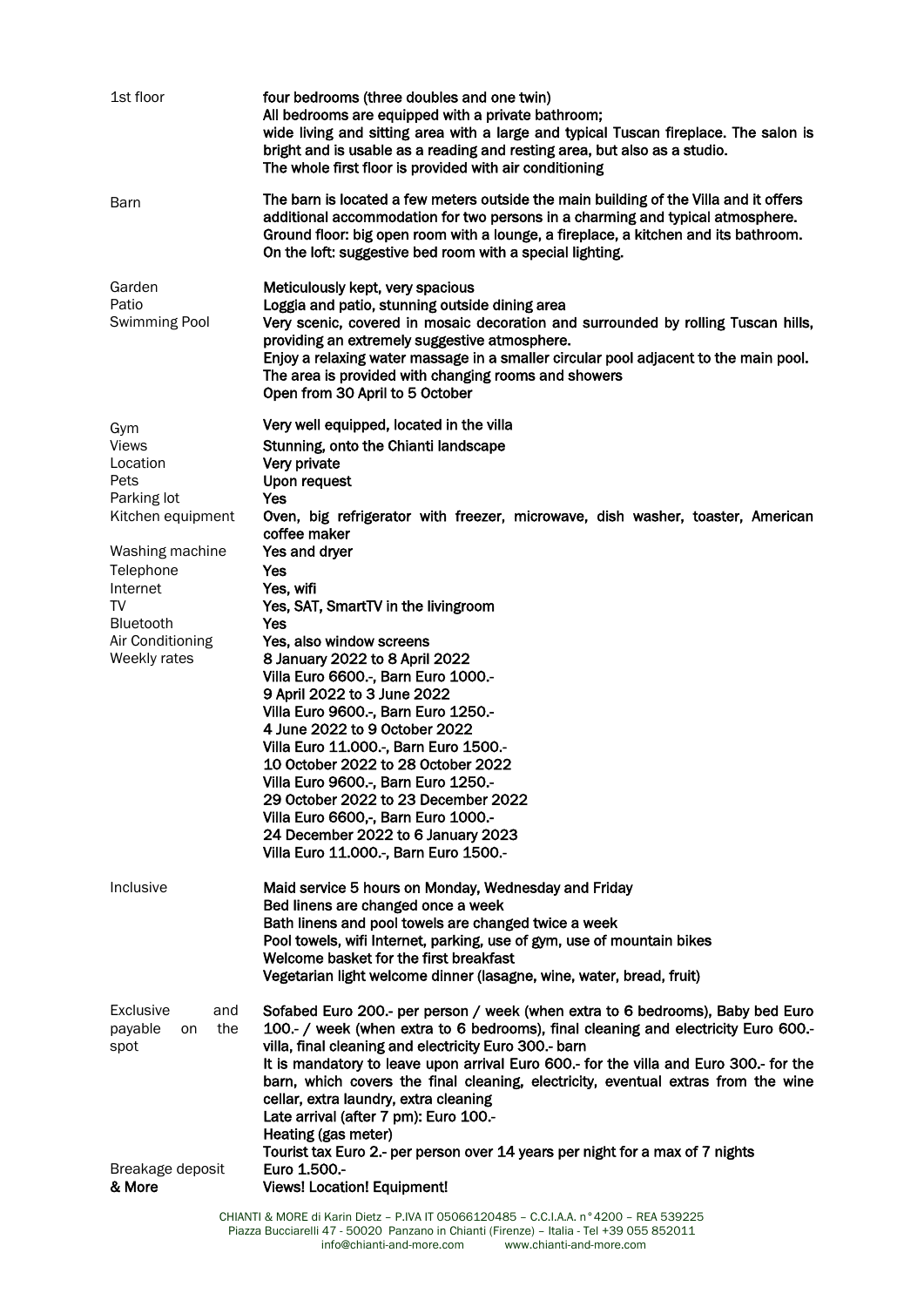| | |
|---|---|
| 1st floor | four bedrooms (three doubles and one twin)<br>All bedrooms are equipped with a private bathroom;<br>wide living and sitting area with a large and typical Tuscan fireplace. The salon is bright and is usable as a reading and resting area, but also as a studio.<br>The whole first floor is provided with air conditioning |
| Barn | The barn is located a few meters outside the main building of the Villa and it offers additional accommodation for two persons in a charming and typical atmosphere.<br>Ground floor: big open room with a lounge, a fireplace, a kitchen and its bathroom.<br>On the loft: suggestive bed room with a special lighting. |
| Garden | Meticulously kept, very spacious |
| Patio | Loggia and patio, stunning outside dining area |
| Swimming Pool | Very scenic, covered in mosaic decoration and surrounded by rolling Tuscan hills, providing an extremely suggestive atmosphere.<br>Enjoy a relaxing water massage in a smaller circular pool adjacent to the main pool.<br>The area is provided with changing rooms and showers<br>Open from 30 April to 5 October |
| Gym | Very well equipped, located in the villa |
| Views | Stunning, onto the Chianti landscape |
| Location | Very private |
| Pets | Upon request |
| Parking lot | Yes |
| Kitchen equipment | Oven, big refrigerator with freezer, microwave, dish washer, toaster, American coffee maker |
| Washing machine | Yes and dryer |
| Telephone | Yes |
| Internet | Yes, wifi |
| TV | Yes, SAT, SmartTV in the livingroom |
| Bluetooth | Yes |
| Air Conditioning | Yes, also window screens |
| Weekly rates | 8 January 2022 to 8 April 2022<br>Villa Euro 6600.-, Barn Euro 1000.-<br>9 April 2022 to 3 June 2022<br>Villa Euro 9600.-, Barn Euro 1250.-<br>4 June 2022 to 9 October 2022<br>Villa Euro 11.000.-, Barn Euro 1500.-<br>10 October 2022 to 28 October 2022<br>Villa Euro 9600.-, Barn Euro 1250.-<br>29 October 2022 to 23 December 2022<br>Villa Euro 6600,-, Barn Euro 1000.-<br>24 December 2022 to 6 January 2023<br>Villa Euro 11.000.-, Barn Euro 1500.- |
| Inclusive | Maid service 5 hours on Monday, Wednesday and Friday<br>Bed linens are changed once a week<br>Bath linens and pool towels are changed twice a week<br>Pool towels, wifi Internet, parking, use of gym, use of mountain bikes<br>Welcome basket for the first breakfast<br>Vegetarian light welcome dinner (lasagne, wine, water, bread, fruit) |
| Exclusive and payable on the spot | Sofabed Euro 200.- per person / week (when extra to 6 bedrooms), Baby bed Euro 100.- / week (when extra to 6 bedrooms), final cleaning and electricity Euro 600.- villa, final cleaning and electricity Euro 300.- barn<br>It is mandatory to leave upon arrival Euro 600.- for the villa and Euro 300.- for the barn, which covers the final cleaning, electricity, eventual extras from the wine cellar, extra laundry, extra cleaning<br>Late arrival (after 7 pm): Euro 100.-<br>Heating (gas meter)<br>Tourist tax Euro 2.- per person over 14 years per night for a max of 7 nights |
| Breakage deposit | Euro 1.500.- |
| **& More** | **Views! Location! Equipment!** |

CHIANTI & MORE di Karin Dietz – P.IVA IT 05066120485 – C.C.I.A.A. n° 4200 – REA 539225
Piazza Bucciarelli 47 - 50020 Panzano in Chianti (Firenze) – Italia - Tel +39 055 852011
info@chianti-and-more.com www.chianti-and-more.com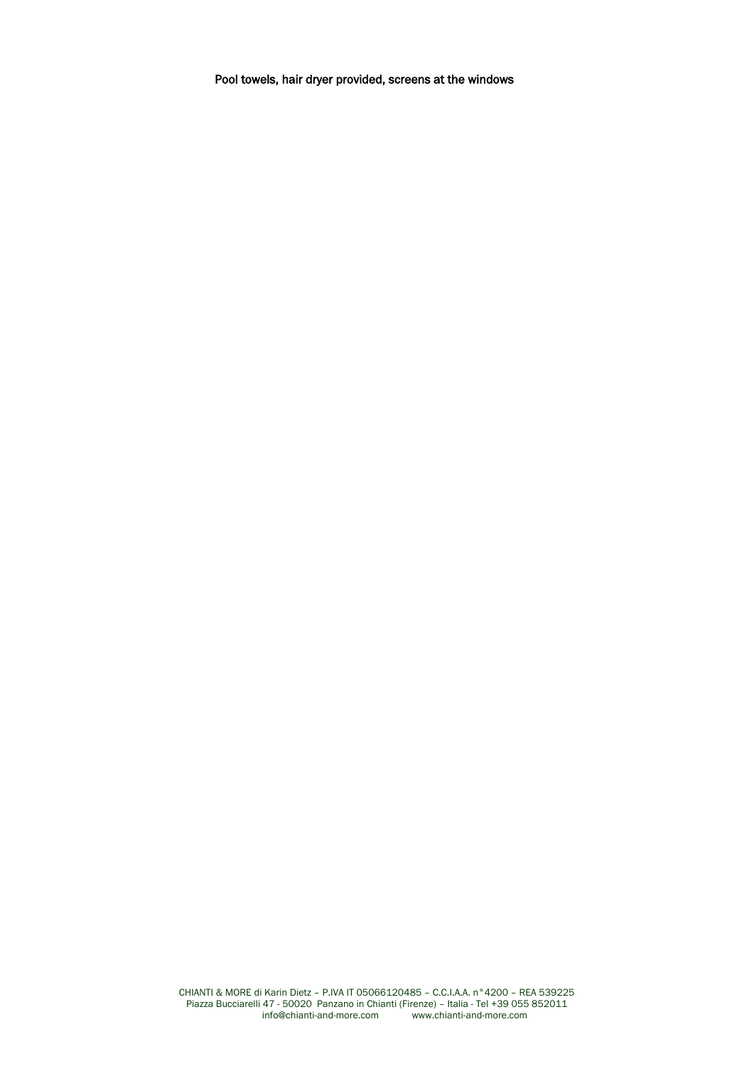Pool towels, hair dryer provided, screens at the windows